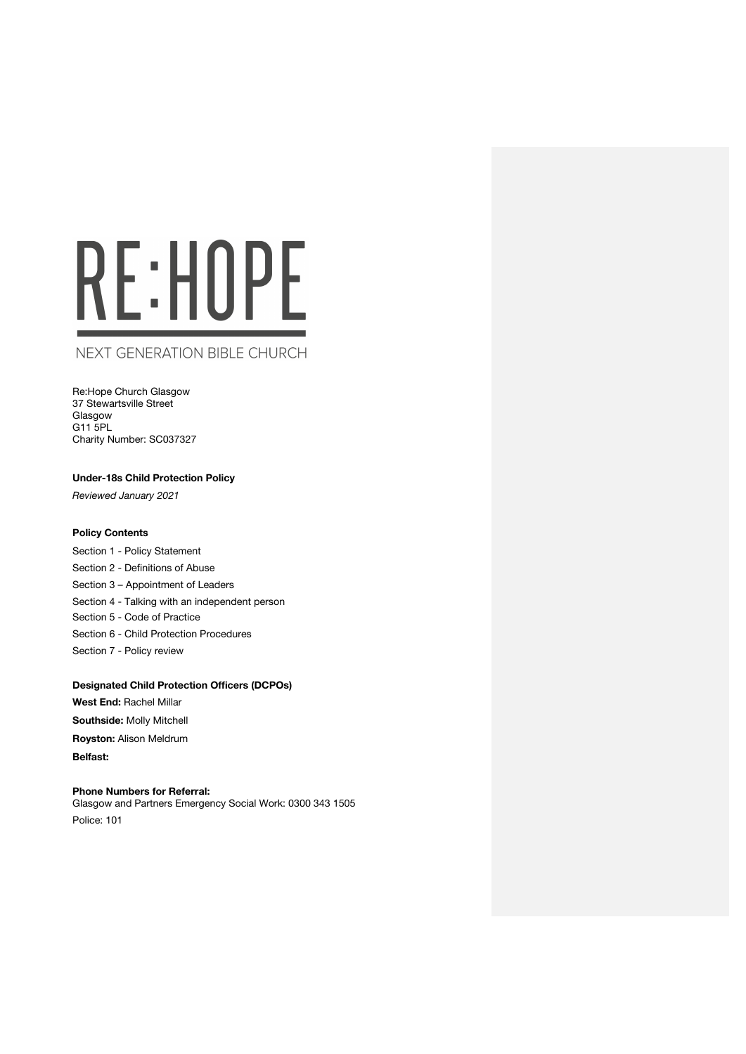# RE:HOPE

NEXT GENERATION BIBLE CHURCH

Re:Hope Church Glasgow
37 Stewartsville Street
Glasgow
G11 5PL
Charity Number: SC037327

**Under-18s Child Protection Policy**

*Reviewed January 2021*

**Policy Contents**

Section 1 - Policy Statement

Section 2 - Definitions of Abuse

Section 3 – Appointment of Leaders

Section 4 - Talking with an independent person

Section 5 - Code of Practice

Section 6 - Child Protection Procedures

Section 7 - Policy review

**Designated Child Protection Officers (DCPOs)**

**West End:** Rachel Millar

**Southside:** Molly Mitchell

**Royston:** Alison Meldrum

**Belfast:**

**Phone Numbers for Referral:**
Glasgow and Partners Emergency Social Work: 0300 343 1505
Police: 101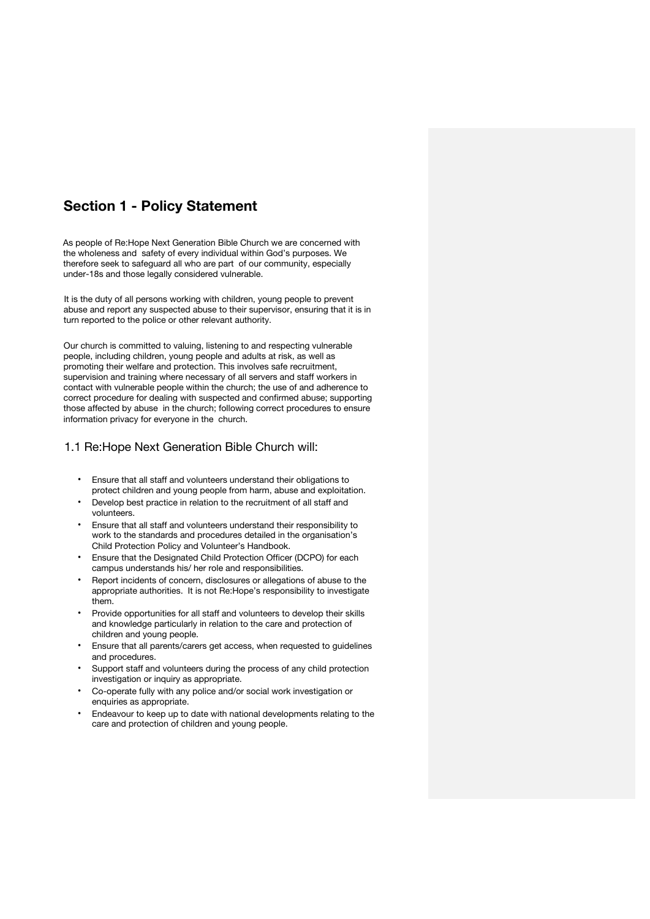# Section 1 - Policy Statement

As people of Re:Hope Next Generation Bible Church we are concerned with the wholeness and safety of every individual within God's purposes. We therefore seek to safeguard all who are part of our community, especially under-18s and those legally considered vulnerable.

It is the duty of all persons working with children, young people to prevent abuse and report any suspected abuse to their supervisor, ensuring that it is in turn reported to the police or other relevant authority.

Our church is committed to valuing, listening to and respecting vulnerable people, including children, young people and adults at risk, as well as promoting their welfare and protection. This involves safe recruitment, supervision and training where necessary of all servers and staff workers in contact with vulnerable people within the church; the use of and adherence to correct procedure for dealing with suspected and confirmed abuse; supporting those affected by abuse in the church; following correct procedures to ensure information privacy for everyone in the church.

## 1.1 Re:Hope Next Generation Bible Church will:

- Ensure that all staff and volunteers understand their obligations to protect children and young people from harm, abuse and exploitation.
- Develop best practice in relation to the recruitment of all staff and volunteers.
- Ensure that all staff and volunteers understand their responsibility to work to the standards and procedures detailed in the organisation's Child Protection Policy and Volunteer's Handbook.
- Ensure that the Designated Child Protection Officer (DCPO) for each campus understands his/ her role and responsibilities.
- Report incidents of concern, disclosures or allegations of abuse to the appropriate authorities. It is not Re:Hope's responsibility to investigate them.
- Provide opportunities for all staff and volunteers to develop their skills and knowledge particularly in relation to the care and protection of children and young people.
- Ensure that all parents/carers get access, when requested to guidelines and procedures.
- Support staff and volunteers during the process of any child protection investigation or inquiry as appropriate.
- Co-operate fully with any police and/or social work investigation or enquiries as appropriate.
- Endeavour to keep up to date with national developments relating to the care and protection of children and young people.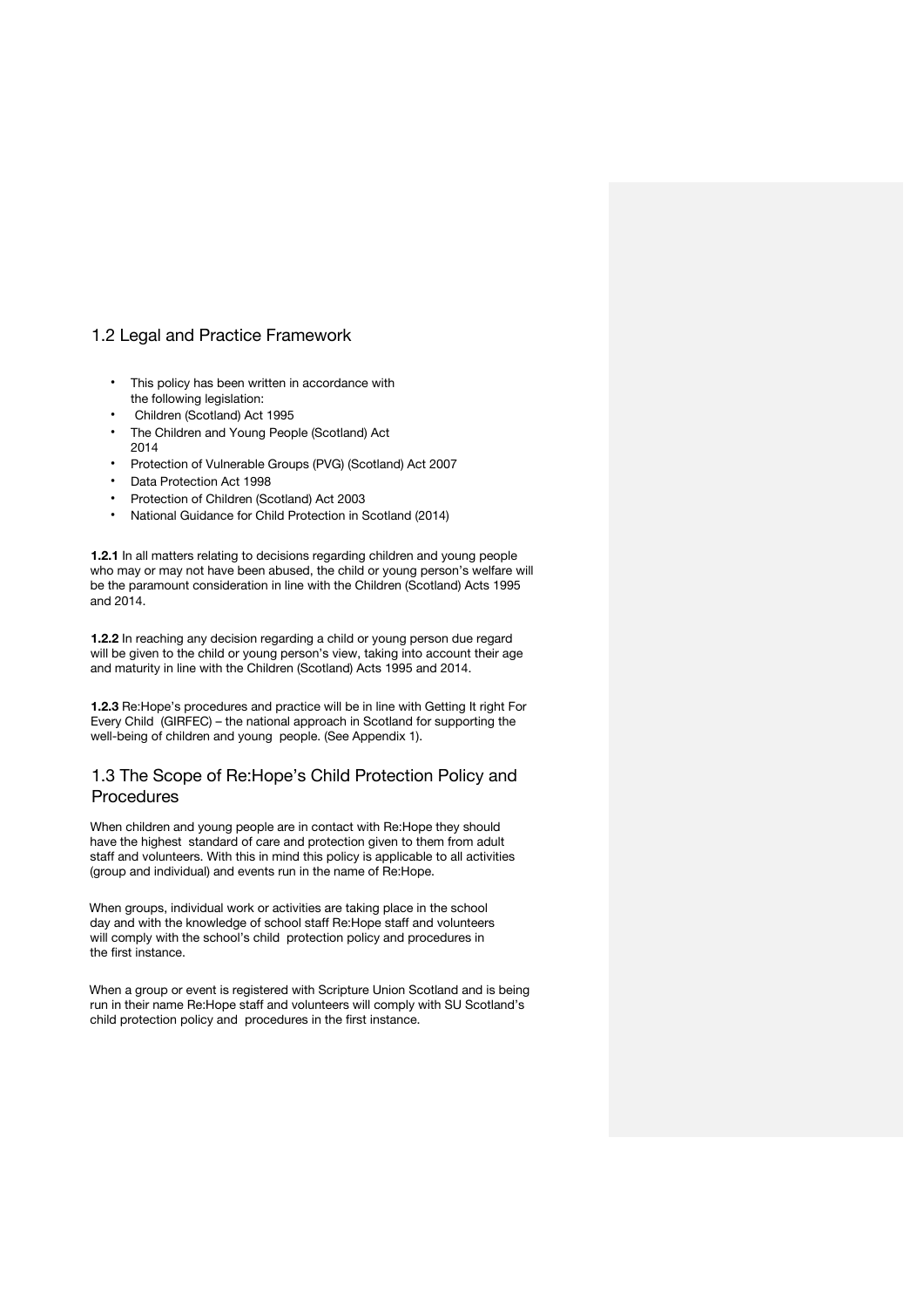## 1.2 Legal and Practice Framework

- This policy has been written in accordance with the following legislation:
- Children (Scotland) Act 1995
- The Children and Young People (Scotland) Act 2014
- Protection of Vulnerable Groups (PVG) (Scotland) Act 2007
- Data Protection Act 1998
- Protection of Children (Scotland) Act 2003
- National Guidance for Child Protection in Scotland (2014)

**1.2.1** In all matters relating to decisions regarding children and young people who may or may not have been abused, the child or young person's welfare will be the paramount consideration in line with the Children (Scotland) Acts 1995 and 2014.

**1.2.2** In reaching any decision regarding a child or young person due regard will be given to the child or young person's view, taking into account their age and maturity in line with the Children (Scotland) Acts 1995 and 2014.

**1.2.3** Re:Hope's procedures and practice will be in line with Getting It right For Every Child (GIRFEC) – the national approach in Scotland for supporting the well-being of children and young people. (See Appendix 1).

## 1.3 The Scope of Re:Hope's Child Protection Policy and Procedures

When children and young people are in contact with Re:Hope they should have the highest standard of care and protection given to them from adult staff and volunteers. With this in mind this policy is applicable to all activities (group and individual) and events run in the name of Re:Hope.

When groups, individual work or activities are taking place in the school day and with the knowledge of school staff Re:Hope staff and volunteers will comply with the school's child protection policy and procedures in the first instance.

When a group or event is registered with Scripture Union Scotland and is being run in their name Re:Hope staff and volunteers will comply with SU Scotland's child protection policy and procedures in the first instance.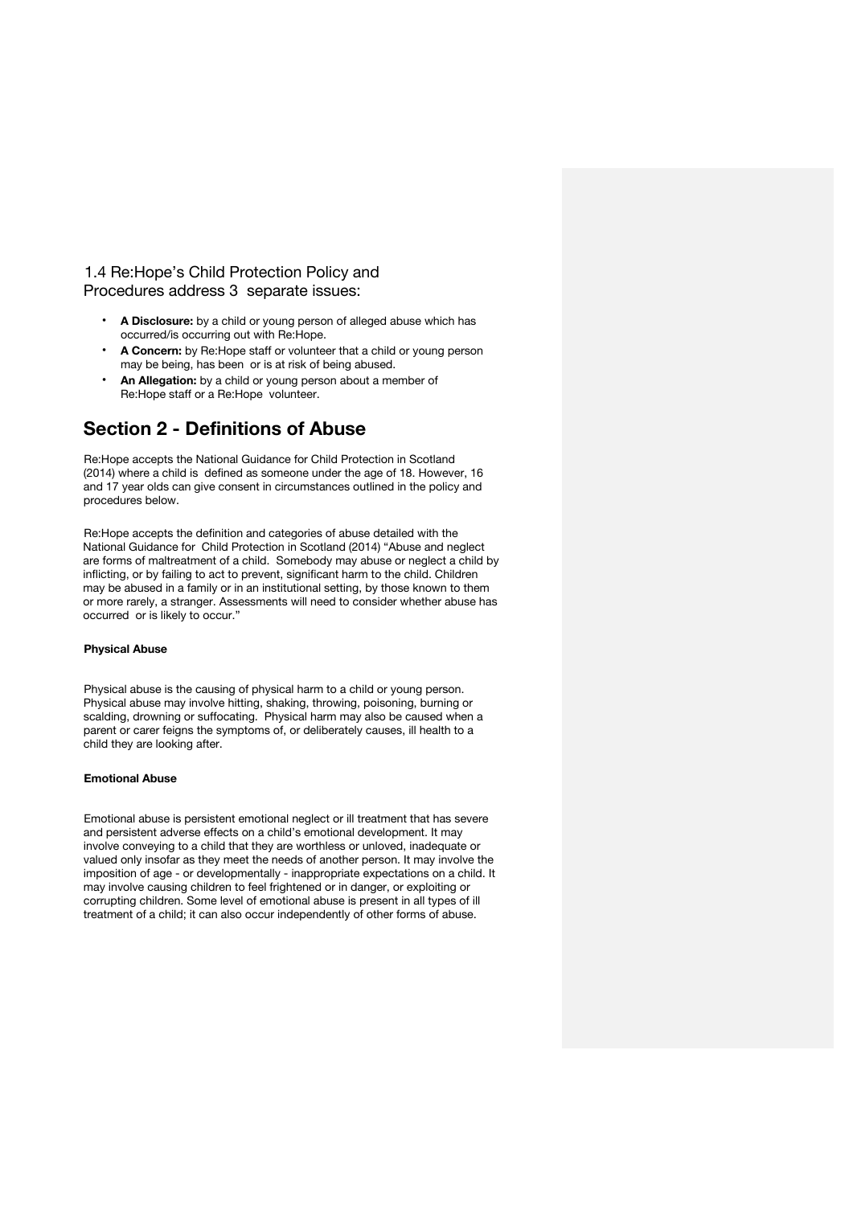## 1.4 Re:Hope's Child Protection Policy and Procedures address 3 separate issues:

- **A Disclosure:** by a child or young person of alleged abuse which has occurred/is occurring out with Re:Hope.
- **A Concern:** by Re:Hope staff or volunteer that a child or young person may be being, has been or is at risk of being abused.
- **An Allegation:** by a child or young person about a member of Re:Hope staff or a Re:Hope volunteer.

# Section 2 - Definitions of Abuse

Re:Hope accepts the National Guidance for Child Protection in Scotland (2014) where a child is defined as someone under the age of 18. However, 16 and 17 year olds can give consent in circumstances outlined in the policy and procedures below.

Re:Hope accepts the definition and categories of abuse detailed with the National Guidance for Child Protection in Scotland (2014) "Abuse and neglect are forms of maltreatment of a child. Somebody may abuse or neglect a child by inflicting, or by failing to act to prevent, significant harm to the child. Children may be abused in a family or in an institutional setting, by those known to them or more rarely, a stranger. Assessments will need to consider whether abuse has occurred or is likely to occur."

#### Physical Abuse

Physical abuse is the causing of physical harm to a child or young person. Physical abuse may involve hitting, shaking, throwing, poisoning, burning or scalding, drowning or suffocating. Physical harm may also be caused when a parent or carer feigns the symptoms of, or deliberately causes, ill health to a child they are looking after.

#### Emotional Abuse

Emotional abuse is persistent emotional neglect or ill treatment that has severe and persistent adverse effects on a child's emotional development. It may involve conveying to a child that they are worthless or unloved, inadequate or valued only insofar as they meet the needs of another person. It may involve the imposition of age - or developmentally - inappropriate expectations on a child. It may involve causing children to feel frightened or in danger, or exploiting or corrupting children. Some level of emotional abuse is present in all types of ill treatment of a child; it can also occur independently of other forms of abuse.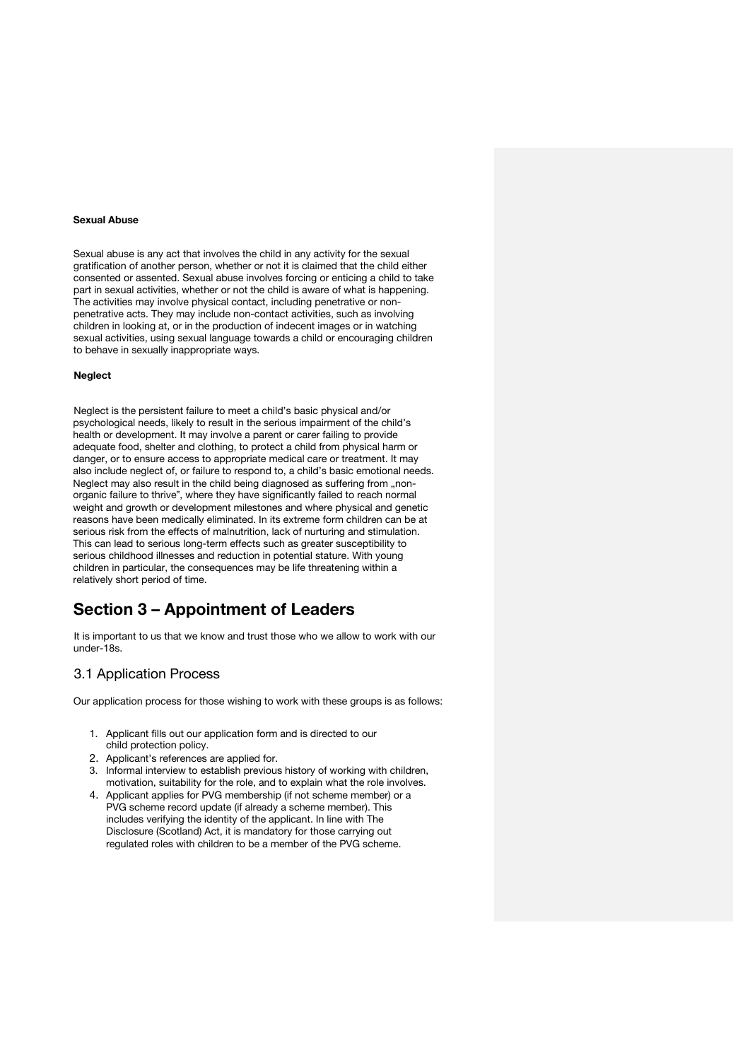**Sexual Abuse**

Sexual abuse is any act that involves the child in any activity for the sexual gratification of another person, whether or not it is claimed that the child either consented or assented. Sexual abuse involves forcing or enticing a child to take part in sexual activities, whether or not the child is aware of what is happening. The activities may involve physical contact, including penetrative or non-penetrative acts. They may include non-contact activities, such as involving children in looking at, or in the production of indecent images or in watching sexual activities, using sexual language towards a child or encouraging children to behave in sexually inappropriate ways.

**Neglect**

Neglect is the persistent failure to meet a child's basic physical and/or psychological needs, likely to result in the serious impairment of the child's health or development. It may involve a parent or carer failing to provide adequate food, shelter and clothing, to protect a child from physical harm or danger, or to ensure access to appropriate medical care or treatment. It may also include neglect of, or failure to respond to, a child's basic emotional needs. Neglect may also result in the child being diagnosed as suffering from „non-organic failure to thrive", where they have significantly failed to reach normal weight and growth or development milestones and where physical and genetic reasons have been medically eliminated. In its extreme form children can be at serious risk from the effects of malnutrition, lack of nurturing and stimulation. This can lead to serious long-term effects such as greater susceptibility to serious childhood illnesses and reduction in potential stature. With young children in particular, the consequences may be life threatening within a relatively short period of time.

# Section 3 – Appointment of Leaders

It is important to us that we know and trust those who we allow to work with our under-18s.

## 3.1 Application Process

Our application process for those wishing to work with these groups is as follows:

1. Applicant fills out our application form and is directed to our child protection policy.
2. Applicant's references are applied for.
3. Informal interview to establish previous history of working with children, motivation, suitability for the role, and to explain what the role involves.
4. Applicant applies for PVG membership (if not scheme member) or a PVG scheme record update (if already a scheme member). This includes verifying the identity of the applicant. In line with The Disclosure (Scotland) Act, it is mandatory for those carrying out regulated roles with children to be a member of the PVG scheme.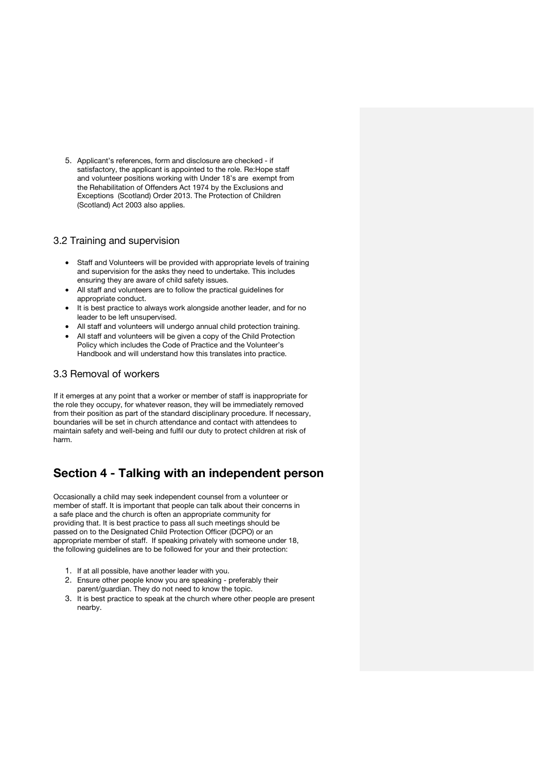5. Applicant's references, form and disclosure are checked - if satisfactory, the applicant is appointed to the role. Re:Hope staff and volunteer positions working with Under 18's are exempt from the Rehabilitation of Offenders Act 1974 by the Exclusions and Exceptions (Scotland) Order 2013. The Protection of Children (Scotland) Act 2003 also applies.

### 3.2 Training and supervision

- Staff and Volunteers will be provided with appropriate levels of training and supervision for the asks they need to undertake. This includes ensuring they are aware of child safety issues.
- All staff and volunteers are to follow the practical guidelines for appropriate conduct.
- It is best practice to always work alongside another leader, and for no leader to be left unsupervised.
- All staff and volunteers will undergo annual child protection training.
- All staff and volunteers will be given a copy of the Child Protection Policy which includes the Code of Practice and the Volunteer's Handbook and will understand how this translates into practice.

### 3.3 Removal of workers

If it emerges at any point that a worker or member of staff is inappropriate for the role they occupy, for whatever reason, they will be immediately removed from their position as part of the standard disciplinary procedure. If necessary, boundaries will be set in church attendance and contact with attendees to maintain safety and well-being and fulfil our duty to protect children at risk of harm.

## Section 4 - Talking with an independent person

Occasionally a child may seek independent counsel from a volunteer or member of staff. It is important that people can talk about their concerns in a safe place and the church is often an appropriate community for providing that. It is best practice to pass all such meetings should be passed on to the Designated Child Protection Officer (DCPO) or an appropriate member of staff. If speaking privately with someone under 18, the following guidelines are to be followed for your and their protection:

1. If at all possible, have another leader with you.
2. Ensure other people know you are speaking - preferably their parent/guardian. They do not need to know the topic.
3. It is best practice to speak at the church where other people are present nearby.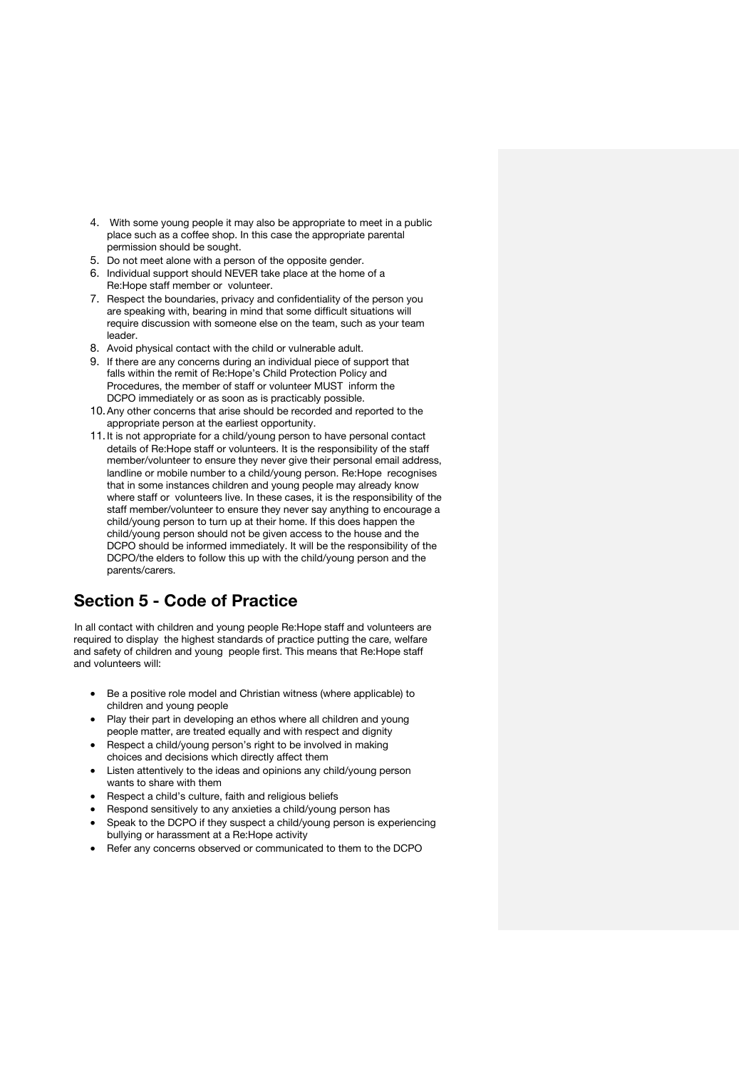4. With some young people it may also be appropriate to meet in a public place such as a coffee shop. In this case the appropriate parental permission should be sought.
5. Do not meet alone with a person of the opposite gender.
6. Individual support should NEVER take place at the home of a Re:Hope staff member or volunteer.
7. Respect the boundaries, privacy and confidentiality of the person you are speaking with, bearing in mind that some difficult situations will require discussion with someone else on the team, such as your team leader.
8. Avoid physical contact with the child or vulnerable adult.
9. If there are any concerns during an individual piece of support that falls within the remit of Re:Hope's Child Protection Policy and Procedures, the member of staff or volunteer MUST inform the DCPO immediately or as soon as is practicably possible.
10. Any other concerns that arise should be recorded and reported to the appropriate person at the earliest opportunity.
11. It is not appropriate for a child/young person to have personal contact details of Re:Hope staff or volunteers. It is the responsibility of the staff member/volunteer to ensure they never give their personal email address, landline or mobile number to a child/young person. Re:Hope recognises that in some instances children and young people may already know where staff or volunteers live. In these cases, it is the responsibility of the staff member/volunteer to ensure they never say anything to encourage a child/young person to turn up at their home. If this does happen the child/young person should not be given access to the house and the DCPO should be informed immediately. It will be the responsibility of the DCPO/the elders to follow this up with the child/young person and the parents/carers.

## Section 5 - Code of Practice

In all contact with children and young people Re:Hope staff and volunteers are required to display the highest standards of practice putting the care, welfare and safety of children and young people first. This means that Re:Hope staff and volunteers will:

- Be a positive role model and Christian witness (where applicable) to children and young people
- Play their part in developing an ethos where all children and young people matter, are treated equally and with respect and dignity
- Respect a child/young person's right to be involved in making choices and decisions which directly affect them
- Listen attentively to the ideas and opinions any child/young person wants to share with them
- Respect a child's culture, faith and religious beliefs
- Respond sensitively to any anxieties a child/young person has
- Speak to the DCPO if they suspect a child/young person is experiencing bullying or harassment at a Re:Hope activity
- Refer any concerns observed or communicated to them to the DCPO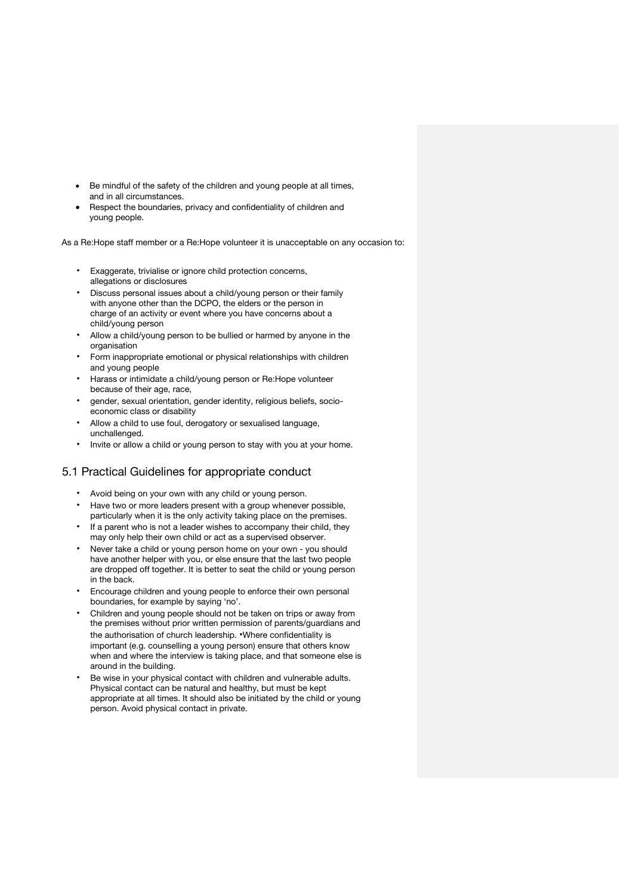- Be mindful of the safety of the children and young people at all times, and in all circumstances.
- Respect the boundaries, privacy and confidentiality of children and young people.

As a Re:Hope staff member or a Re:Hope volunteer it is unacceptable on any occasion to:

- Exaggerate, trivialise or ignore child protection concerns, allegations or disclosures
- Discuss personal issues about a child/young person or their family with anyone other than the DCPO, the elders or the person in charge of an activity or event where you have concerns about a child/young person
- Allow a child/young person to be bullied or harmed by anyone in the organisation
- Form inappropriate emotional or physical relationships with children and young people
- Harass or intimidate a child/young person or Re:Hope volunteer because of their age, race,
- gender, sexual orientation, gender identity, religious beliefs, socio-economic class or disability
- Allow a child to use foul, derogatory or sexualised language, unchallenged.
- Invite or allow a child or young person to stay with you at your home.

## 5.1 Practical Guidelines for appropriate conduct

- Avoid being on your own with any child or young person.
- Have two or more leaders present with a group whenever possible, particularly when it is the only activity taking place on the premises.
- If a parent who is not a leader wishes to accompany their child, they may only help their own child or act as a supervised observer.
- Never take a child or young person home on your own - you should have another helper with you, or else ensure that the last two people are dropped off together. It is better to seat the child or young person in the back.
- Encourage children and young people to enforce their own personal boundaries, for example by saying 'no'.
- Children and young people should not be taken on trips or away from the premises without prior written permission of parents/guardians and the authorisation of church leadership. •Where confidentiality is important (e.g. counselling a young person) ensure that others know when and where the interview is taking place, and that someone else is around in the building.
- Be wise in your physical contact with children and vulnerable adults. Physical contact can be natural and healthy, but must be kept appropriate at all times. It should also be initiated by the child or young person. Avoid physical contact in private.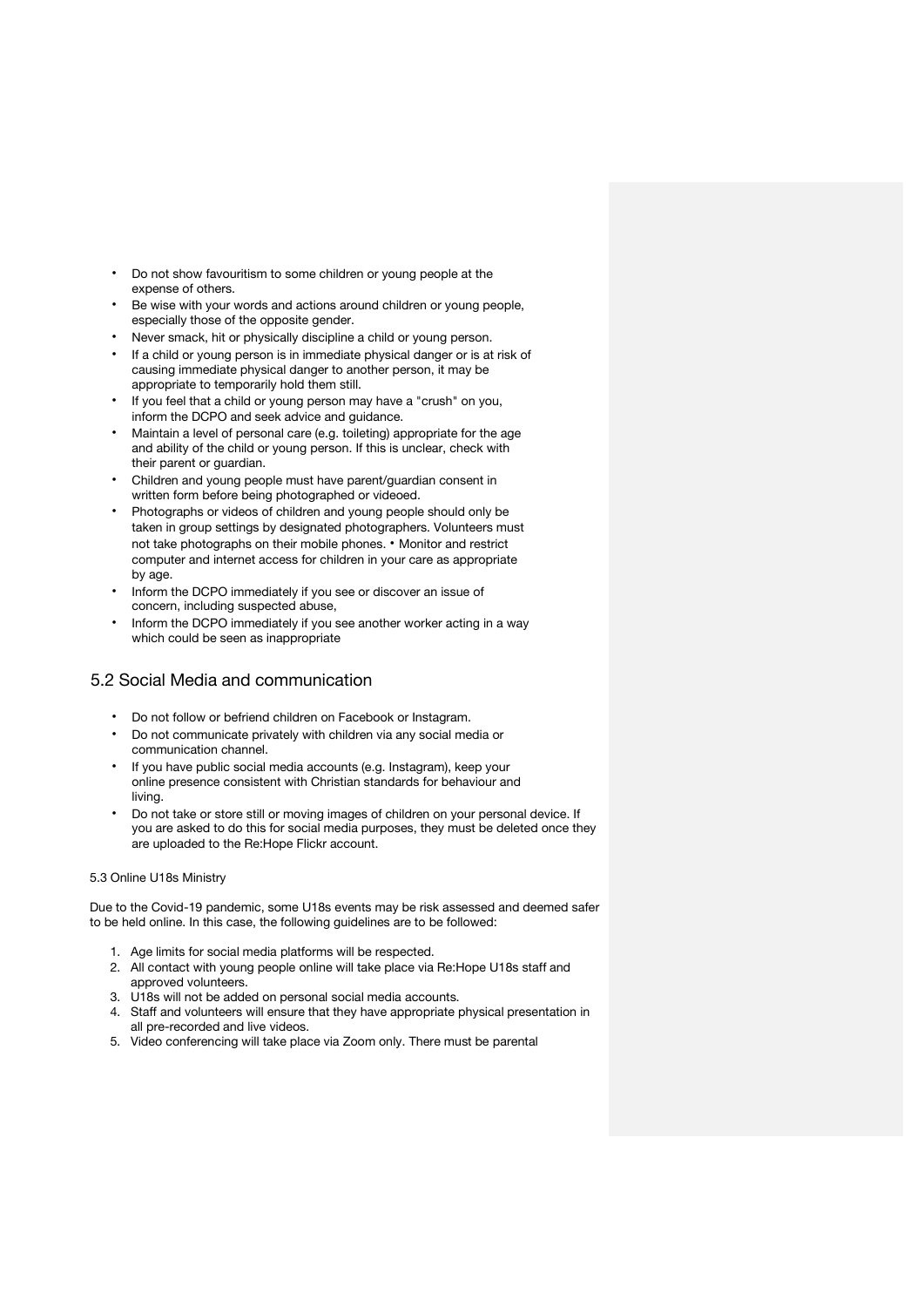- Do not show favouritism to some children or young people at the expense of others.
- Be wise with your words and actions around children or young people, especially those of the opposite gender.
- Never smack, hit or physically discipline a child or young person.
- If a child or young person is in immediate physical danger or is at risk of causing immediate physical danger to another person, it may be appropriate to temporarily hold them still.
- If you feel that a child or young person may have a "crush" on you, inform the DCPO and seek advice and guidance.
- Maintain a level of personal care (e.g. toileting) appropriate for the age and ability of the child or young person. If this is unclear, check with their parent or guardian.
- Children and young people must have parent/guardian consent in written form before being photographed or videoed.
- Photographs or videos of children and young people should only be taken in group settings by designated photographers. Volunteers must not take photographs on their mobile phones. • Monitor and restrict computer and internet access for children in your care as appropriate by age.
- Inform the DCPO immediately if you see or discover an issue of concern, including suspected abuse,
- Inform the DCPO immediately if you see another worker acting in a way which could be seen as inappropriate

## 5.2 Social Media and communication

- Do not follow or befriend children on Facebook or Instagram.
- Do not communicate privately with children via any social media or communication channel.
- If you have public social media accounts (e.g. Instagram), keep your online presence consistent with Christian standards for behaviour and living.
- Do not take or store still or moving images of children on your personal device. If you are asked to do this for social media purposes, they must be deleted once they are uploaded to the Re:Hope Flickr account.

5.3 Online U18s Ministry

Due to the Covid-19 pandemic, some U18s events may be risk assessed and deemed safer to be held online. In this case, the following guidelines are to be followed:

1. Age limits for social media platforms will be respected.
2. All contact with young people online will take place via Re:Hope U18s staff and approved volunteers.
3. U18s will not be added on personal social media accounts.
4. Staff and volunteers will ensure that they have appropriate physical presentation in all pre-recorded and live videos.
5. Video conferencing will take place via Zoom only. There must be parental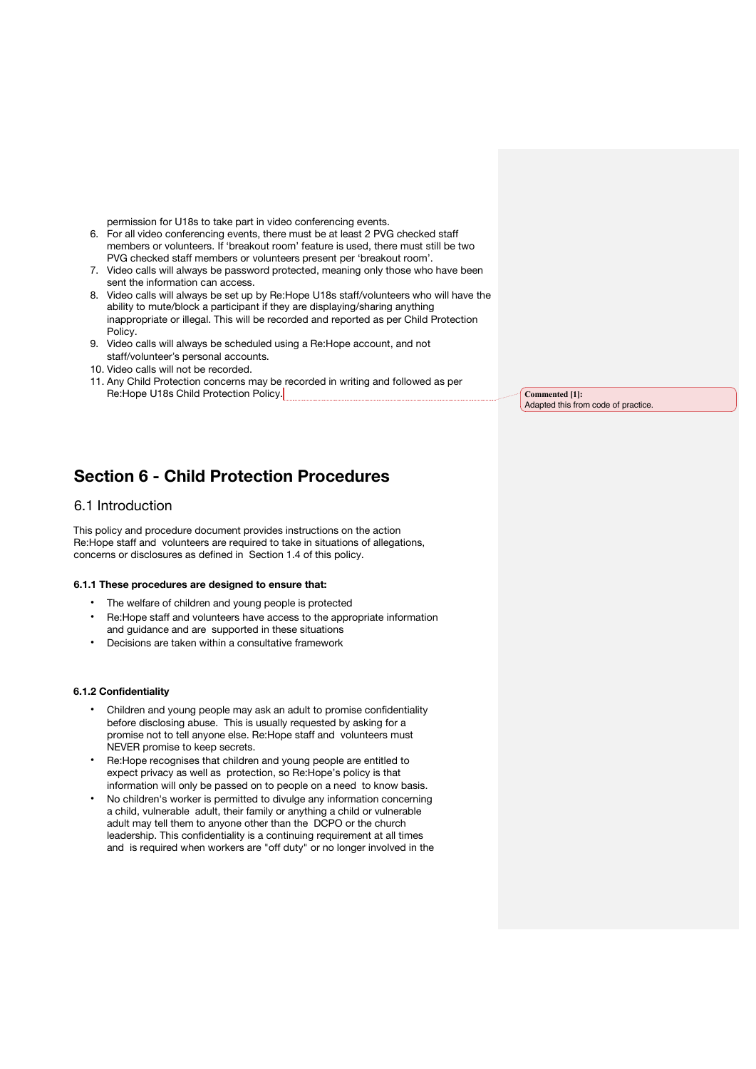permission for U18s to take part in video conferencing events.

6. For all video conferencing events, there must be at least 2 PVG checked staff members or volunteers. If 'breakout room' feature is used, there must still be two PVG checked staff members or volunteers present per 'breakout room'.
7. Video calls will always be password protected, meaning only those who have been sent the information can access.
8. Video calls will always be set up by Re:Hope U18s staff/volunteers who will have the ability to mute/block a participant if they are displaying/sharing anything inappropriate or illegal. This will be recorded and reported as per Child Protection Policy.
9. Video calls will always be scheduled using a Re:Hope account, and not staff/volunteer's personal accounts.
10. Video calls will not be recorded.
11. Any Child Protection concerns may be recorded in writing and followed as per Re:Hope U18s Child Protection Policy.

**Commented [1]:** Adapted this from code of practice.

# Section 6 - Child Protection Procedures

## 6.1 Introduction

This policy and procedure document provides instructions on the action Re:Hope staff and volunteers are required to take in situations of allegations, concerns or disclosures as defined in Section 1.4 of this policy.

**6.1.1 These procedures are designed to ensure that:**

- The welfare of children and young people is protected
- Re:Hope staff and volunteers have access to the appropriate information and guidance and are supported in these situations
- Decisions are taken within a consultative framework

**6.1.2 Confidentiality**

- Children and young people may ask an adult to promise confidentiality before disclosing abuse. This is usually requested by asking for a promise not to tell anyone else. Re:Hope staff and volunteers must NEVER promise to keep secrets.
- Re:Hope recognises that children and young people are entitled to expect privacy as well as protection, so Re:Hope's policy is that information will only be passed on to people on a need to know basis.
- No children's worker is permitted to divulge any information concerning a child, vulnerable adult, their family or anything a child or vulnerable adult may tell them to anyone other than the DCPO or the church leadership. This confidentiality is a continuing requirement at all times and is required when workers are "off duty" or no longer involved in the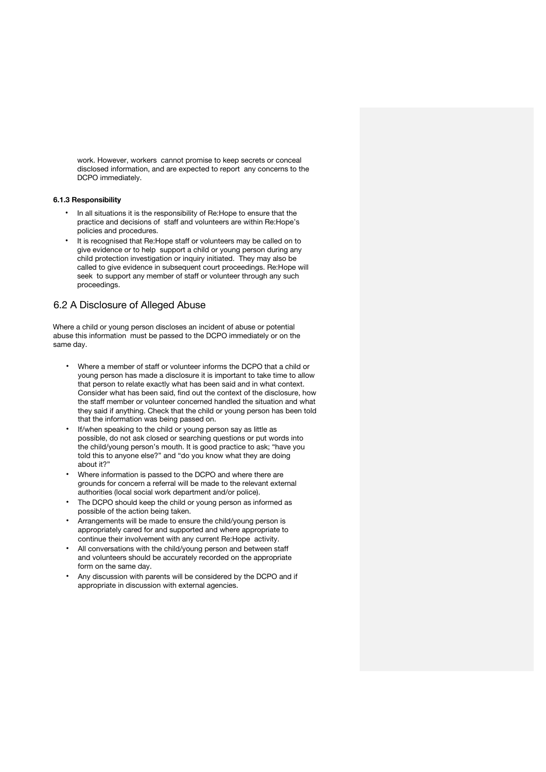work. However, workers cannot promise to keep secrets or conceal disclosed information, and are expected to report any concerns to the DCPO immediately.

#### 6.1.3 Responsibility

- In all situations it is the responsibility of Re:Hope to ensure that the practice and decisions of staff and volunteers are within Re:Hope's policies and procedures.
- It is recognised that Re:Hope staff or volunteers may be called on to give evidence or to help support a child or young person during any child protection investigation or inquiry initiated. They may also be called to give evidence in subsequent court proceedings. Re:Hope will seek to support any member of staff or volunteer through any such proceedings.

## 6.2 A Disclosure of Alleged Abuse

Where a child or young person discloses an incident of abuse or potential abuse this information must be passed to the DCPO immediately or on the same day.

- Where a member of staff or volunteer informs the DCPO that a child or young person has made a disclosure it is important to take time to allow that person to relate exactly what has been said and in what context. Consider what has been said, find out the context of the disclosure, how the staff member or volunteer concerned handled the situation and what they said if anything. Check that the child or young person has been told that the information was being passed on.
- If/when speaking to the child or young person say as little as possible, do not ask closed or searching questions or put words into the child/young person's mouth. It is good practice to ask; "have you told this to anyone else?" and "do you know what they are doing about it?"
- Where information is passed to the DCPO and where there are grounds for concern a referral will be made to the relevant external authorities (local social work department and/or police).
- The DCPO should keep the child or young person as informed as possible of the action being taken.
- Arrangements will be made to ensure the child/young person is appropriately cared for and supported and where appropriate to continue their involvement with any current Re:Hope activity.
- All conversations with the child/young person and between staff and volunteers should be accurately recorded on the appropriate form on the same day.
- Any discussion with parents will be considered by the DCPO and if appropriate in discussion with external agencies.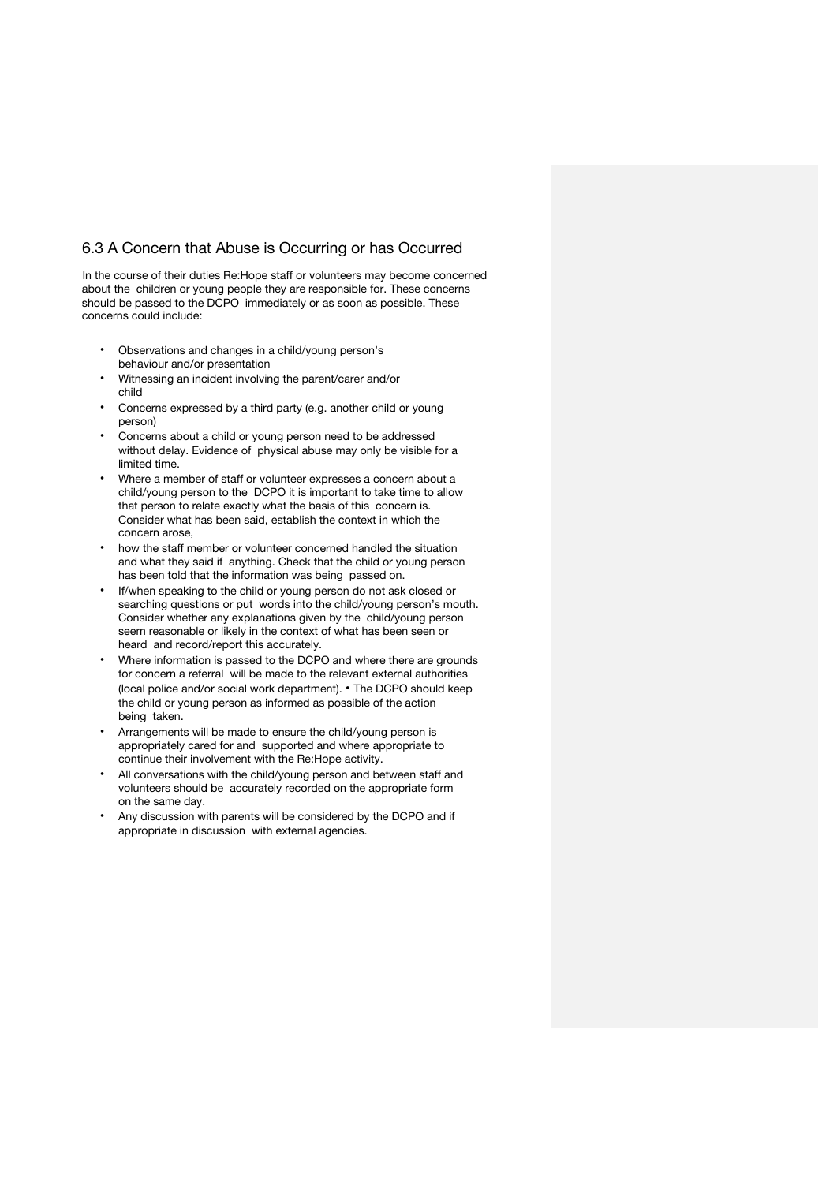## 6.3 A Concern that Abuse is Occurring or has Occurred

In the course of their duties Re:Hope staff or volunteers may become concerned about the children or young people they are responsible for. These concerns should be passed to the DCPO immediately or as soon as possible. These concerns could include:

- Observations and changes in a child/young person's behaviour and/or presentation
- Witnessing an incident involving the parent/carer and/or child
- Concerns expressed by a third party (e.g. another child or young person)
- Concerns about a child or young person need to be addressed without delay. Evidence of physical abuse may only be visible for a limited time.
- Where a member of staff or volunteer expresses a concern about a child/young person to the DCPO it is important to take time to allow that person to relate exactly what the basis of this concern is. Consider what has been said, establish the context in which the concern arose,
- how the staff member or volunteer concerned handled the situation and what they said if anything. Check that the child or young person has been told that the information was being passed on.
- If/when speaking to the child or young person do not ask closed or searching questions or put words into the child/young person's mouth. Consider whether any explanations given by the child/young person seem reasonable or likely in the context of what has been seen or heard and record/report this accurately.
- Where information is passed to the DCPO and where there are grounds for concern a referral will be made to the relevant external authorities (local police and/or social work department). • The DCPO should keep the child or young person as informed as possible of the action being taken.
- Arrangements will be made to ensure the child/young person is appropriately cared for and supported and where appropriate to continue their involvement with the Re:Hope activity.
- All conversations with the child/young person and between staff and volunteers should be accurately recorded on the appropriate form on the same day.
- Any discussion with parents will be considered by the DCPO and if appropriate in discussion with external agencies.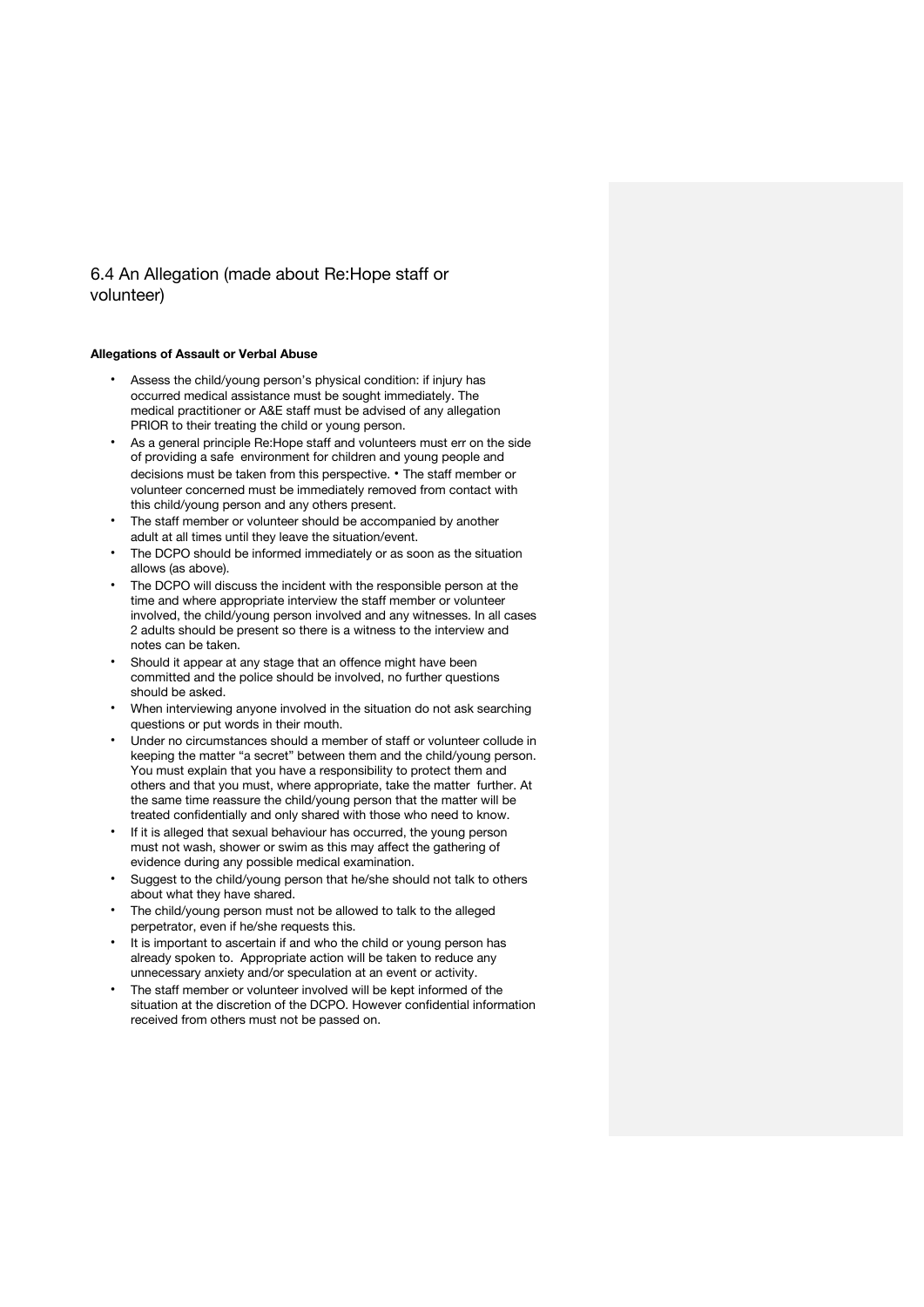## 6.4 An Allegation (made about Re:Hope staff or volunteer)

**Allegations of Assault or Verbal Abuse**

- Assess the child/young person's physical condition: if injury has occurred medical assistance must be sought immediately. The medical practitioner or A&E staff must be advised of any allegation PRIOR to their treating the child or young person.
- As a general principle Re:Hope staff and volunteers must err on the side of providing a safe environment for children and young people and decisions must be taken from this perspective. • The staff member or volunteer concerned must be immediately removed from contact with this child/young person and any others present.
- The staff member or volunteer should be accompanied by another adult at all times until they leave the situation/event.
- The DCPO should be informed immediately or as soon as the situation allows (as above).
- The DCPO will discuss the incident with the responsible person at the time and where appropriate interview the staff member or volunteer involved, the child/young person involved and any witnesses. In all cases 2 adults should be present so there is a witness to the interview and notes can be taken.
- Should it appear at any stage that an offence might have been committed and the police should be involved, no further questions should be asked.
- When interviewing anyone involved in the situation do not ask searching questions or put words in their mouth.
- Under no circumstances should a member of staff or volunteer collude in keeping the matter "a secret" between them and the child/young person. You must explain that you have a responsibility to protect them and others and that you must, where appropriate, take the matter further. At the same time reassure the child/young person that the matter will be treated confidentially and only shared with those who need to know.
- If it is alleged that sexual behaviour has occurred, the young person must not wash, shower or swim as this may affect the gathering of evidence during any possible medical examination.
- Suggest to the child/young person that he/she should not talk to others about what they have shared.
- The child/young person must not be allowed to talk to the alleged perpetrator, even if he/she requests this.
- It is important to ascertain if and who the child or young person has already spoken to. Appropriate action will be taken to reduce any unnecessary anxiety and/or speculation at an event or activity.
- The staff member or volunteer involved will be kept informed of the situation at the discretion of the DCPO. However confidential information received from others must not be passed on.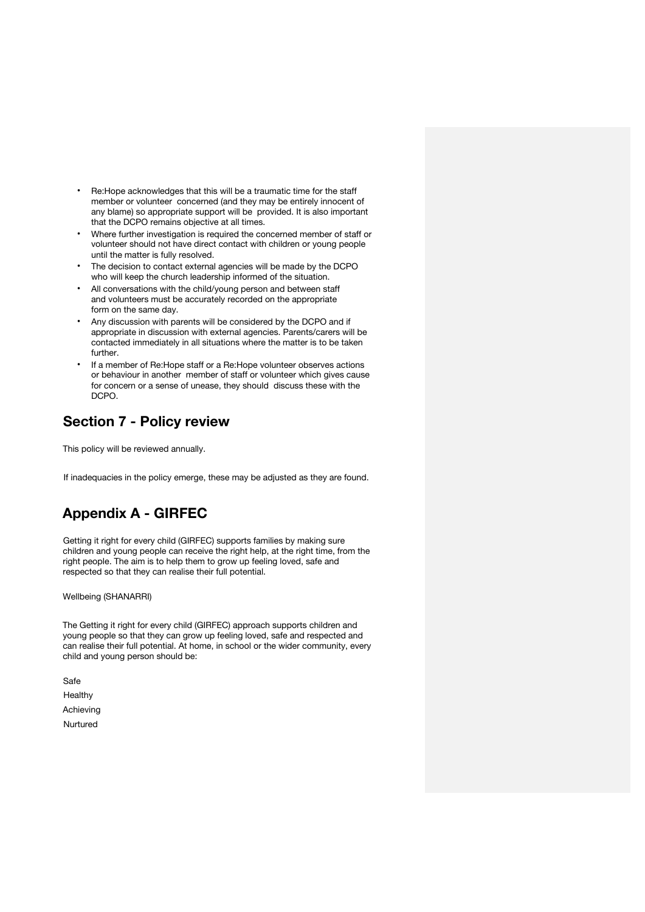- Re:Hope acknowledges that this will be a traumatic time for the staff member or volunteer concerned (and they may be entirely innocent of any blame) so appropriate support will be provided. It is also important that the DCPO remains objective at all times.
- Where further investigation is required the concerned member of staff or volunteer should not have direct contact with children or young people until the matter is fully resolved.
- The decision to contact external agencies will be made by the DCPO who will keep the church leadership informed of the situation.
- All conversations with the child/young person and between staff and volunteers must be accurately recorded on the appropriate form on the same day.
- Any discussion with parents will be considered by the DCPO and if appropriate in discussion with external agencies. Parents/carers will be contacted immediately in all situations where the matter is to be taken further.
- If a member of Re:Hope staff or a Re:Hope volunteer observes actions or behaviour in another member of staff or volunteer which gives cause for concern or a sense of unease, they should discuss these with the DCPO.

## Section 7 - Policy review

This policy will be reviewed annually.

If inadequacies in the policy emerge, these may be adjusted as they are found.

## Appendix A - GIRFEC

Getting it right for every child (GIRFEC) supports families by making sure children and young people can receive the right help, at the right time, from the right people. The aim is to help them to grow up feeling loved, safe and respected so that they can realise their full potential.

Wellbeing (SHANARRI)

The Getting it right for every child (GIRFEC) approach supports children and young people so that they can grow up feeling loved, safe and respected and can realise their full potential. At home, in school or the wider community, every child and young person should be:

Safe

Healthy

Achieving

Nurtured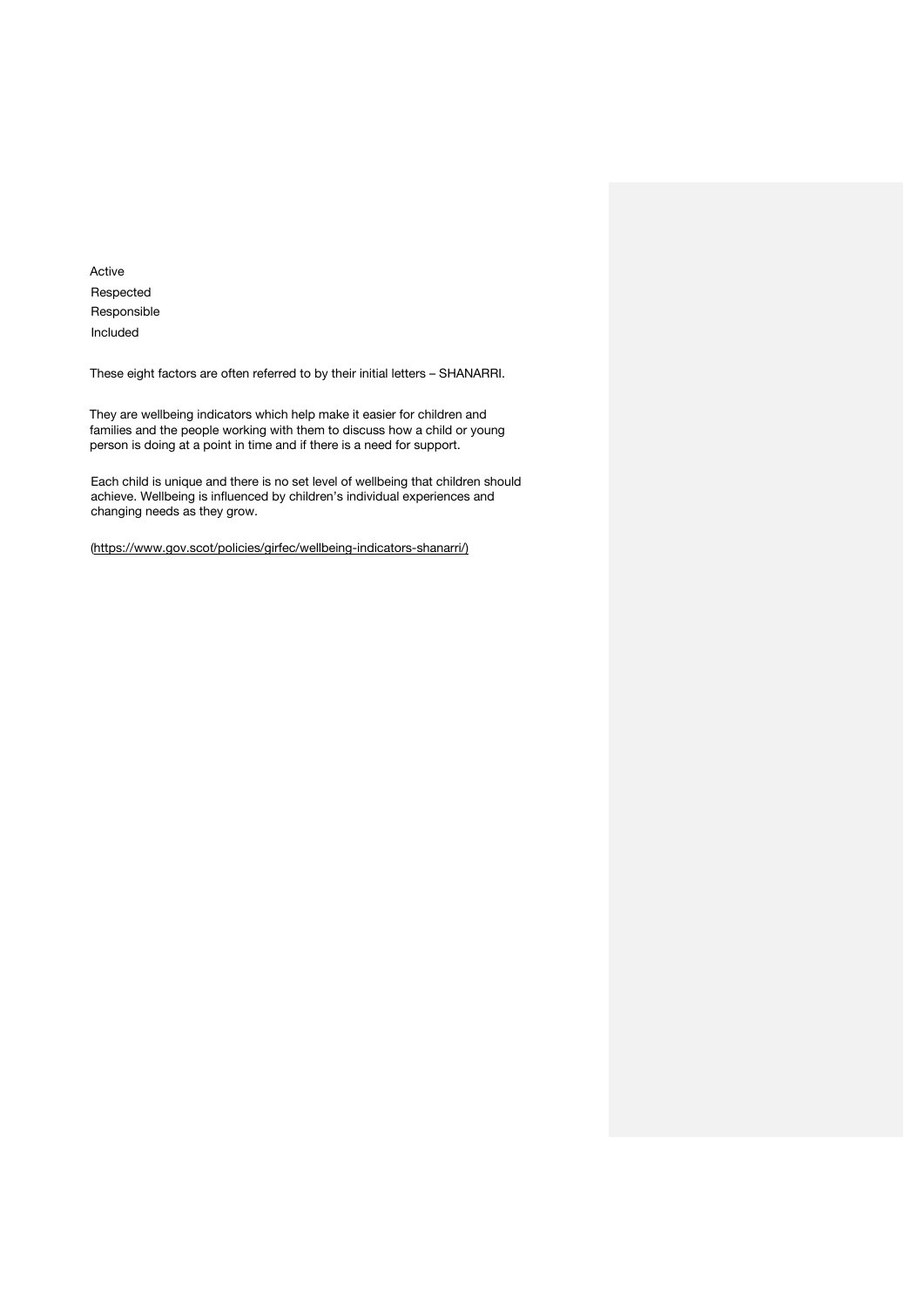Active
Respected
Responsible
Included

These eight factors are often referred to by their initial letters – SHANARRI.

They are wellbeing indicators which help make it easier for children and families and the people working with them to discuss how a child or young person is doing at a point in time and if there is a need for support.

Each child is unique and there is no set level of wellbeing that children should achieve. Wellbeing is influenced by children's individual experiences and changing needs as they grow.

(https://www.gov.scot/policies/girfec/wellbeing-indicators-shanarri/)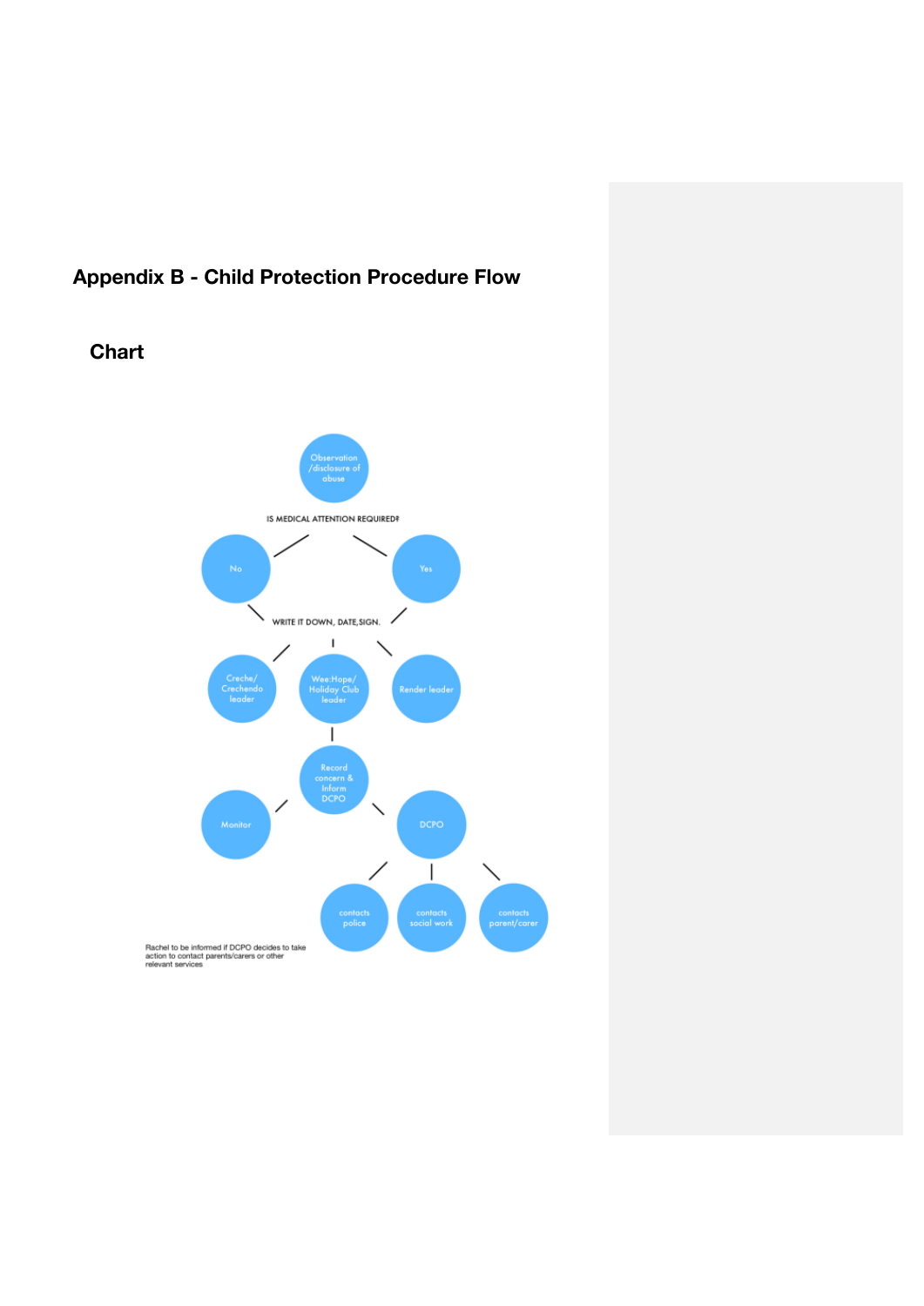## Appendix B - Child Protection Procedure Flow Chart

Observation /disclosure of abuse

IS MEDICAL ATTENTION REQUIRED?

No

Yes

WRITE IT DOWN, DATE, SIGN.

Creche/ Crechendo leader

Wee:Hope/ Holiday Club leader

Render leader

Record concern & Inform DCPO

Monitor

DCPO

contacts police

contacts social work

contacts parent/carer

Rachel to be informed if DCPO decides to take action to contact parents/carers or other relevant services